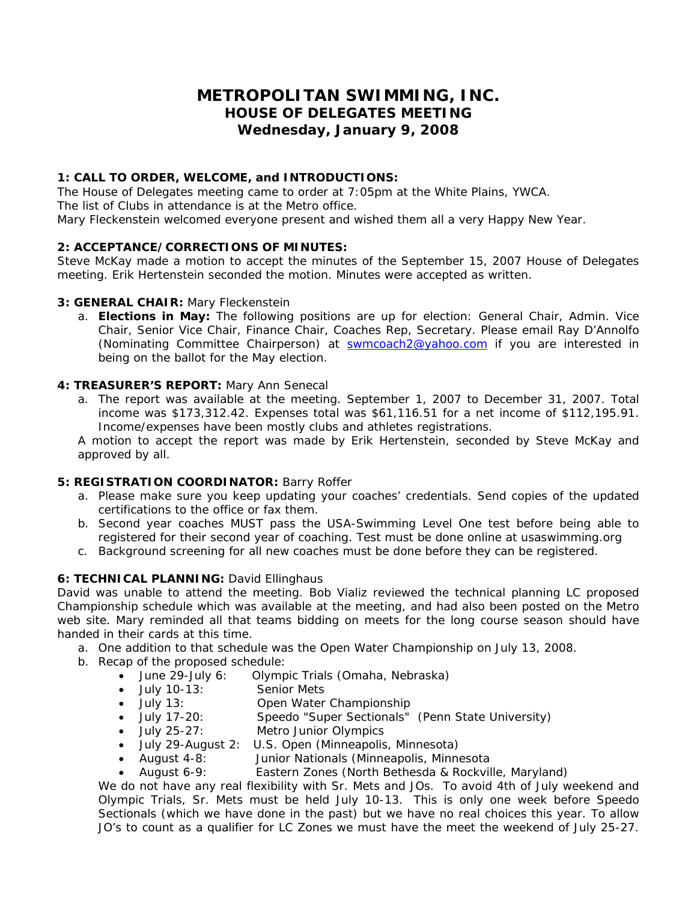# METROPOLITAN SWIMMING, INC.
## HOUSE OF DELEGATES MEETING
## Wednesday, January 9, 2008

**1: CALL TO ORDER, WELCOME, and INTRODUCTIONS:**
The House of Delegates meeting came to order at 7:05pm at the White Plains, YWCA.
The list of Clubs in attendance is at the Metro office.
Mary Fleckenstein welcomed everyone present and wished them all a very Happy New Year.

**2: ACCEPTANCE/CORRECTIONS OF MINUTES:**
Steve McKay made a motion to accept the minutes of the September 15, 2007 House of Delegates meeting. Erik Hertenstein seconded the motion. Minutes were accepted as written.

**3: GENERAL CHAIR:** Mary Fleckenstein

a. **Elections in May:** The following positions are up for election: General Chair, Admin. Vice Chair, Senior Vice Chair, Finance Chair, Coaches Rep, Secretary. Please email Ray D'Annolfo (Nominating Committee Chairperson) at swmcoach2@yahoo.com if you are interested in being on the ballot for the May election.

**4: TREASURER'S REPORT:** Mary Ann Senecal

a. The report was available at the meeting. September 1, 2007 to December 31, 2007. Total income was $173,312.42. Expenses total was $61,116.51 for a net income of $112,195.91. Income/expenses have been mostly clubs and athletes registrations.

A motion to accept the report was made by Erik Hertenstein, seconded by Steve McKay and approved by all.

**5: REGISTRATION COORDINATOR:** Barry Roffer

a. Please make sure you keep updating your coaches' credentials. Send copies of the updated certifications to the office or fax them.
b. Second year coaches MUST pass the USA-Swimming Level One test before being able to registered for their second year of coaching. Test must be done online at usaswimming.org
c. Background screening for all new coaches must be done before they can be registered.

**6: TECHNICAL PLANNING:** David Ellinghaus
David was unable to attend the meeting. Bob Vializ reviewed the technical planning LC proposed Championship schedule which was available at the meeting, and had also been posted on the Metro web site. Mary reminded all that teams bidding on meets for the long course season should have handed in their cards at this time.

a. One addition to that schedule was the Open Water Championship on July 13, 2008.
b. Recap of the proposed schedule:
   - June 29-July 6: Olympic Trials (Omaha, Nebraska)
   - July 10-13: Senior Mets
   - July 13: Open Water Championship
   - July 17-20: Speedo "Super Sectionals" (Penn State University)
   - July 25-27: Metro Junior Olympics
   - July 29-August 2: U.S. Open (Minneapolis, Minnesota)
   - August 4-8: Junior Nationals (Minneapolis, Minnesota
   - August 6-9: Eastern Zones (North Bethesda & Rockville, Maryland)

We do not have any real flexibility with Sr. Mets and JOs. To avoid 4th of July weekend and Olympic Trials, Sr. Mets must be held July 10-13. This is only one week before Speedo Sectionals (which we have done in the past) but we have no real choices this year. To allow JO's to count as a qualifier for LC Zones we must have the meet the weekend of July 25-27.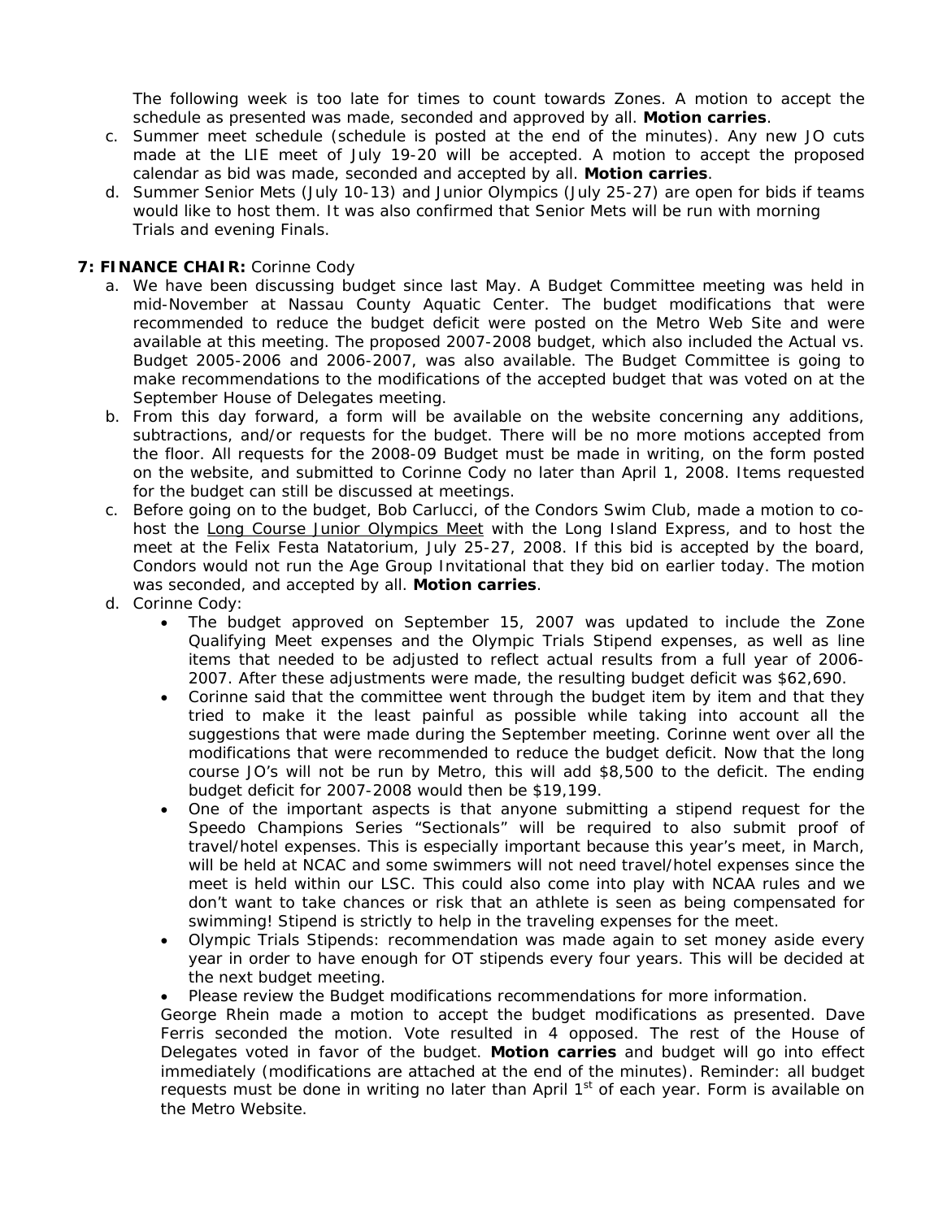The following week is too late for times to count towards Zones. A motion to accept the schedule as presented was made, seconded and approved by all. **Motion carries**.

c. Summer meet schedule (schedule is posted at the end of the minutes). Any new JO cuts made at the LIE meet of July 19-20 will be accepted. A motion to accept the proposed calendar as bid was made, seconded and accepted by all. **Motion carries**.

d. Summer Senior Mets (July 10-13) and Junior Olympics (July 25-27) are open for bids if teams would like to host them. It was also confirmed that Senior Mets will be run with morning Trials and evening Finals.

**7: FINANCE CHAIR:** Corinne Cody

a. We have been discussing budget since last May. A Budget Committee meeting was held in mid-November at Nassau County Aquatic Center. The budget modifications that were recommended to reduce the budget deficit were posted on the Metro Web Site and were available at this meeting. The proposed 2007-2008 budget, which also included the Actual vs. Budget 2005-2006 and 2006-2007, was also available. The Budget Committee is going to make recommendations to the modifications of the accepted budget that was voted on at the September House of Delegates meeting.

b. From this day forward, a form will be available on the website concerning any additions, subtractions, and/or requests for the budget. There will be no more motions accepted from the floor. All requests for the 2008-09 Budget must be made in writing, on the form posted on the website, and submitted to Corinne Cody no later than April 1, 2008. Items requested for the budget can still be discussed at meetings.

c. Before going on to the budget, Bob Carlucci, of the Condors Swim Club, made a motion to co-host the Long Course Junior Olympics Meet with the Long Island Express, and to host the meet at the Felix Festa Natatorium, July 25-27, 2008. If this bid is accepted by the board, Condors would not run the Age Group Invitational that they bid on earlier today. The motion was seconded, and accepted by all. **Motion carries**.

d. Corinne Cody:
- The budget approved on September 15, 2007 was updated to include the Zone Qualifying Meet expenses and the Olympic Trials Stipend expenses, as well as line items that needed to be adjusted to reflect actual results from a full year of 2006-2007. After these adjustments were made, the resulting budget deficit was $62,690.
- Corinne said that the committee went through the budget item by item and that they tried to make it the least painful as possible while taking into account all the suggestions that were made during the September meeting. Corinne went over all the modifications that were recommended to reduce the budget deficit. Now that the long course JO's will not be run by Metro, this will add $8,500 to the deficit. The ending budget deficit for 2007-2008 would then be $19,199.
- One of the important aspects is that anyone submitting a stipend request for the Speedo Champions Series "Sectionals" will be required to also submit proof of travel/hotel expenses. This is especially important because this year's meet, in March, will be held at NCAC and some swimmers will not need travel/hotel expenses since the meet is held within our LSC. This could also come into play with NCAA rules and we don't want to take chances or risk that an athlete is seen as being compensated for swimming! Stipend is strictly to help in the traveling expenses for the meet.
- Olympic Trials Stipends: recommendation was made again to set money aside every year in order to have enough for OT stipends every four years. This will be decided at the next budget meeting.
- Please review the Budget modifications recommendations for more information.

George Rhein made a motion to accept the budget modifications as presented. Dave Ferris seconded the motion. Vote resulted in 4 opposed. The rest of the House of Delegates voted in favor of the budget. **Motion carries** and budget will go into effect immediately (modifications are attached at the end of the minutes). Reminder: all budget requests must be done in writing no later than April 1st of each year. Form is available on the Metro Website.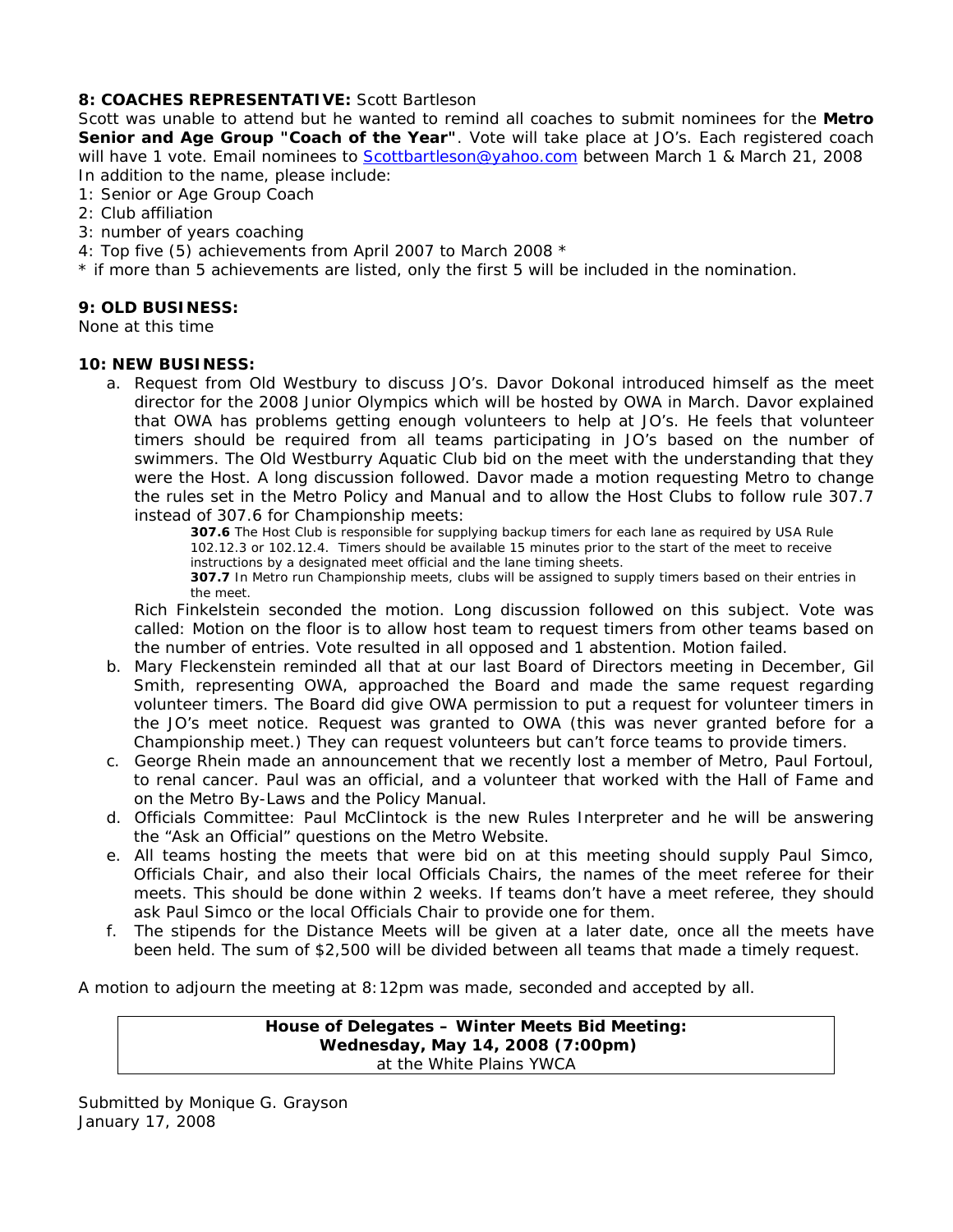**8: COACHES REPRESENTATIVE:** Scott Bartleson

Scott was unable to attend but he wanted to remind all coaches to submit nominees for the **Metro Senior and Age Group "Coach of the Year"**. Vote will take place at JO's. Each registered coach will have 1 vote. Email nominees to Scottbartleson@yahoo.com between March 1 & March 21, 2008

In addition to the name, please include:

1: Senior or Age Group Coach
2: Club affiliation
3: number of years coaching
4: Top five (5) achievements from April 2007 to March 2008 *

* if more than 5 achievements are listed, only the first 5 will be included in the nomination.

**9: OLD BUSINESS:**

None at this time

**10: NEW BUSINESS:**

a. Request from Old Westbury to discuss JO's. Davor Dokonal introduced himself as the meet director for the 2008 Junior Olympics which will be hosted by OWA in March. Davor explained that OWA has problems getting enough volunteers to help at JO's. He feels that volunteer timers should be required from all teams participating in JO's based on the number of swimmers. The Old Westburry Aquatic Club bid on the meet with the understanding that they were the Host. A long discussion followed. Davor made a motion requesting Metro to change the rules set in the Metro Policy and Manual and to allow the Host Clubs to follow rule 307.7 instead of 307.6 for Championship meets:

    **307.6** The Host Club is responsible for supplying backup timers for each lane as required by USA Rule 102.12.3 or 102.12.4. Timers should be available 15 minutes prior to the start of the meet to receive instructions by a designated meet official and the lane timing sheets.

    **307.7** In Metro run Championship meets, clubs will be assigned to supply timers based on their entries in the meet.

   Rich Finkelstein seconded the motion. Long discussion followed on this subject. Vote was called: Motion on the floor is to allow host team to request timers from other teams based on the number of entries. Vote resulted in all opposed and 1 abstention. Motion failed.

b. Mary Fleckenstein reminded all that at our last Board of Directors meeting in December, Gil Smith, representing OWA, approached the Board and made the same request regarding volunteer timers. The Board did give OWA permission to put a request for volunteer timers in the JO's meet notice. Request was granted to OWA (this was never granted before for a Championship meet.) They can request volunteers but can't force teams to provide timers.

c. George Rhein made an announcement that we recently lost a member of Metro, Paul Fortoul, to renal cancer. Paul was an official, and a volunteer that worked with the Hall of Fame and on the Metro By-Laws and the Policy Manual.

d. Officials Committee: Paul McClintock is the new Rules Interpreter and he will be answering the "Ask an Official" questions on the Metro Website.

e. All teams hosting the meets that were bid on at this meeting should supply Paul Simco, Officials Chair, and also their local Officials Chairs, the names of the meet referee for their meets. This should be done within 2 weeks. If teams don't have a meet referee, they should ask Paul Simco or the local Officials Chair to provide one for them.

f. The stipends for the Distance Meets will be given at a later date, once all the meets have been held. The sum of $2,500 will be divided between all teams that made a timely request.

A motion to adjourn the meeting at 8:12pm was made, seconded and accepted by all.

**House of Delegates – Winter Meets Bid Meeting:**
**Wednesday, May 14, 2008 (7:00pm)**
at the White Plains YWCA

Submitted by Monique G. Grayson
January 17, 2008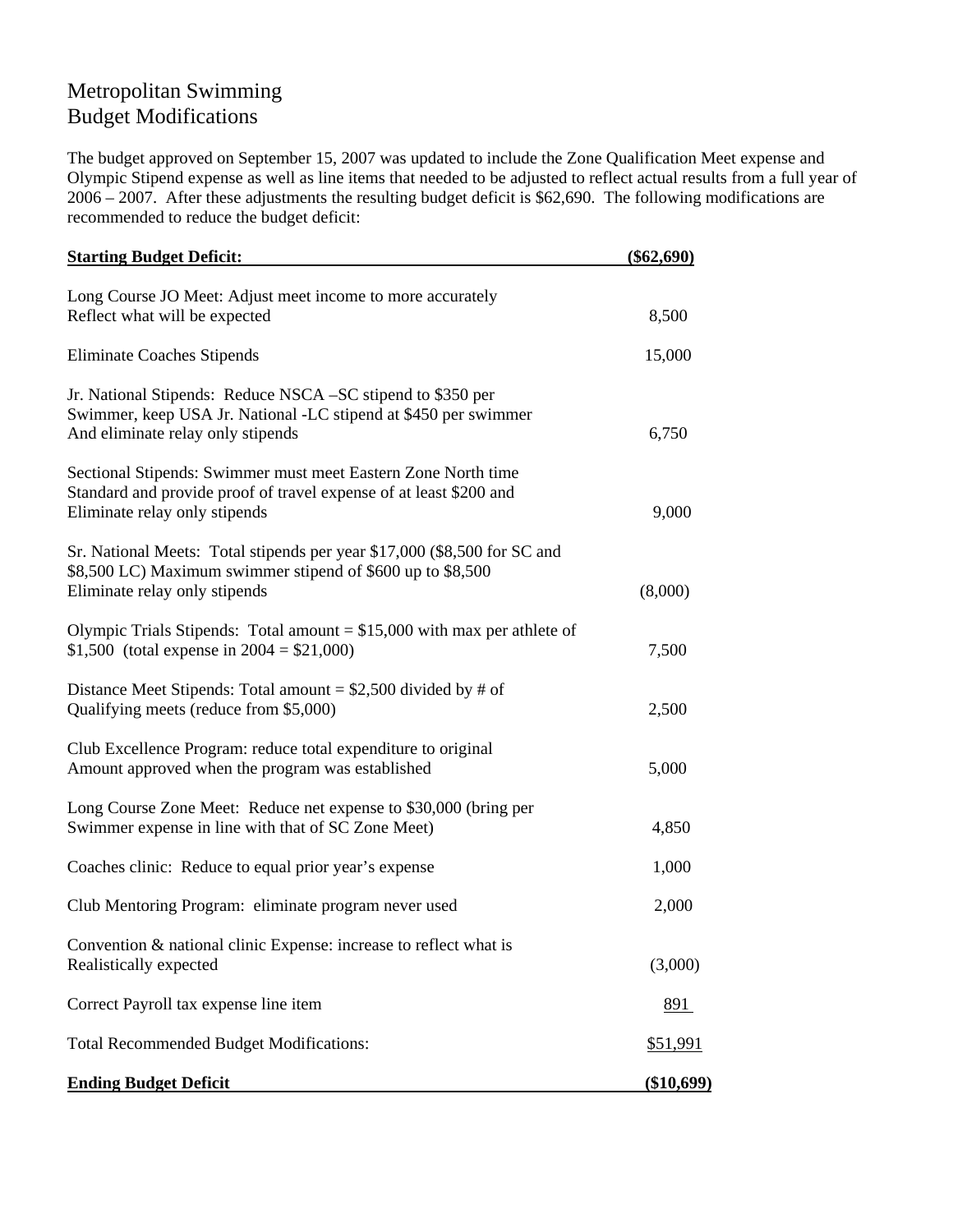Metropolitan Swimming
Budget Modifications

The budget approved on September 15, 2007 was updated to include the Zone Qualification Meet expense and Olympic Stipend expense as well as line items that needed to be adjusted to reflect actual results from a full year of 2006 – 2007. After these adjustments the resulting budget deficit is $62,690. The following modifications are recommended to reduce the budget deficit:

| **Starting Budget Deficit:** | **($62,690)** |
|---|---|
| Long Course JO Meet: Adjust meet income to more accurately Reflect what will be expected | 8,500 |
| Eliminate Coaches Stipends | 15,000 |
| Jr. National Stipends: Reduce NSCA –SC stipend to $350 per Swimmer, keep USA Jr. National -LC stipend at $450 per swimmer And eliminate relay only stipends | 6,750 |
| Sectional Stipends: Swimmer must meet Eastern Zone North time Standard and provide proof of travel expense of at least $200 and Eliminate relay only stipends | 9,000 |
| Sr. National Meets: Total stipends per year $17,000 ($8,500 for SC and $8,500 LC) Maximum swimmer stipend of $600 up to $8,500 Eliminate relay only stipends | (8,000) |
| Olympic Trials Stipends: Total amount = $15,000 with max per athlete of $1,500 (total expense in 2004 = $21,000) | 7,500 |
| Distance Meet Stipends: Total amount = $2,500 divided by # of Qualifying meets (reduce from $5,000) | 2,500 |
| Club Excellence Program: reduce total expenditure to original Amount approved when the program was established | 5,000 |
| Long Course Zone Meet: Reduce net expense to $30,000 (bring per Swimmer expense in line with that of SC Zone Meet) | 4,850 |
| Coaches clinic: Reduce to equal prior year's expense | 1,000 |
| Club Mentoring Program: eliminate program never used | 2,000 |
| Convention & national clinic Expense: increase to reflect what is Realistically expected | (3,000) |
| Correct Payroll tax expense line item | 891 |
| Total Recommended Budget Modifications: | $51,991 |
| **Ending Budget Deficit** | **($10,699)** |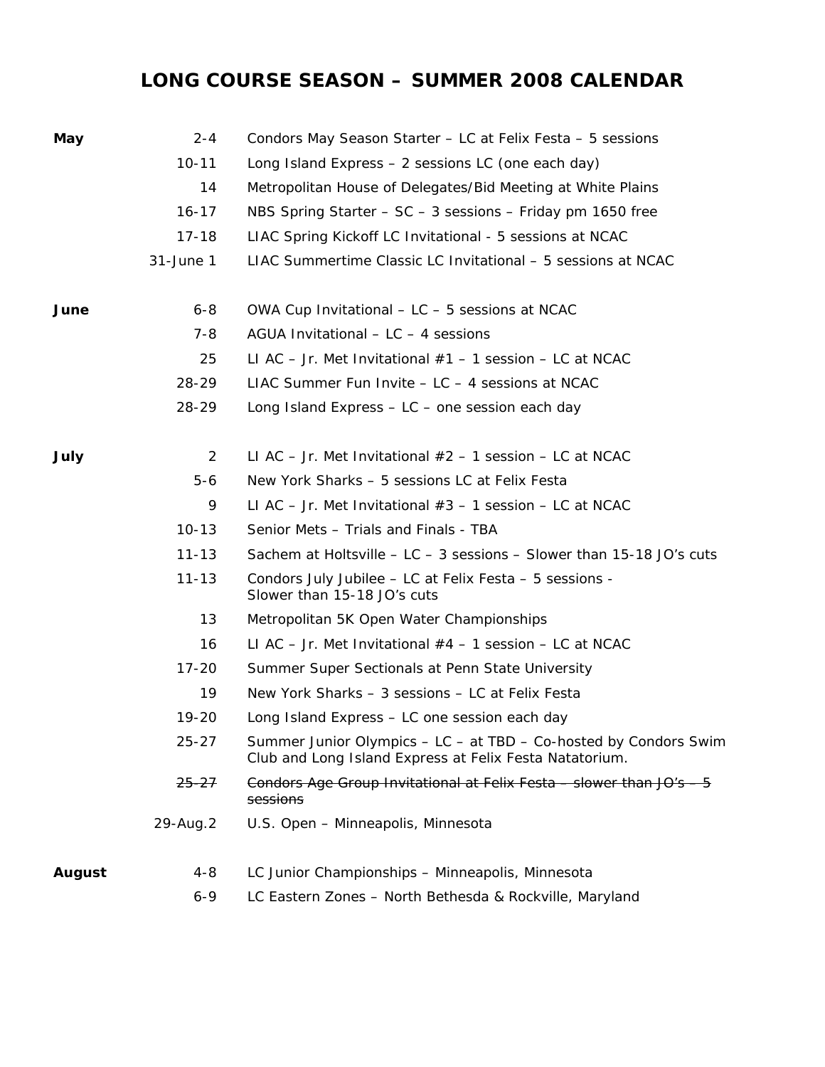# LONG COURSE SEASON – SUMMER 2008 CALENDAR

| | | |
|---|---|---|
| **May** | 2-4 | Condors May Season Starter – LC at Felix Festa – 5 sessions |
| | 10-11 | Long Island Express – 2 sessions LC (one each day) |
| | 14 | Metropolitan House of Delegates/Bid Meeting at White Plains |
| | 16-17 | NBS Spring Starter – SC – 3 sessions – Friday pm 1650 free |
| | 17-18 | LIAC Spring Kickoff LC Invitational - 5 sessions at NCAC |
| | 31-June 1 | LIAC Summertime Classic LC Invitational – 5 sessions at NCAC |
| **June** | 6-8 | OWA Cup Invitational – LC – 5 sessions at NCAC |
| | 7-8 | AGUA Invitational – LC – 4 sessions |
| | 25 | LI AC – Jr. Met Invitational #1 – 1 session – LC at NCAC |
| | 28-29 | LIAC Summer Fun Invite – LC – 4 sessions at NCAC |
| | 28-29 | Long Island Express – LC – one session each day |
| **July** | 2 | LI AC – Jr. Met Invitational #2 – 1 session – LC at NCAC |
| | 5-6 | New York Sharks – 5 sessions LC at Felix Festa |
| | 9 | LI AC – Jr. Met Invitational #3 – 1 session – LC at NCAC |
| | 10-13 | Senior Mets – Trials and Finals - TBA |
| | 11-13 | Sachem at Holtsville – LC – 3 sessions – Slower than 15-18 JO's cuts |
| | 11-13 | Condors July Jubilee – LC at Felix Festa – 5 sessions - Slower than 15-18 JO's cuts |
| | 13 | Metropolitan 5K Open Water Championships |
| | 16 | LI AC – Jr. Met Invitational #4 – 1 session – LC at NCAC |
| | 17-20 | Summer Super Sectionals at Penn State University |
| | 19 | New York Sharks – 3 sessions – LC at Felix Festa |
| | 19-20 | Long Island Express – LC one session each day |
| | 25-27 | Summer Junior Olympics – LC – at TBD – Co-hosted by Condors Swim Club and Long Island Express at Felix Festa Natatorium. |
| | ~~25-27~~ | ~~Condors Age Group Invitational at Felix Festa – slower than JO's – 5 sessions~~ |
| | 29-Aug.2 | U.S. Open – Minneapolis, Minnesota |
| **August** | 4-8 | LC Junior Championships – Minneapolis, Minnesota |
| | 6-9 | LC Eastern Zones – North Bethesda & Rockville, Maryland |